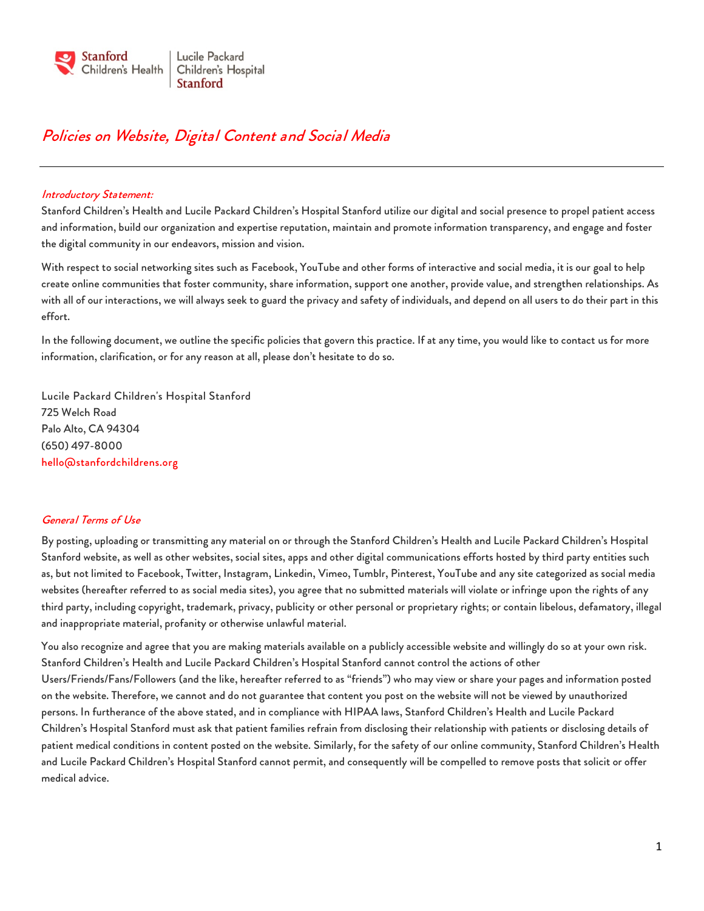Stanford Children's Health | Lucile Packard Children's Hospital Stanford

# *Policies on Website, Digital Content and Social Media*

---

### *Introductory Statement:*

Stanford Children's Health and Lucile Packard Children's Hospital Stanford utilize our digital and social presence to propel patient access and information, build our organization and expertise reputation, maintain and promote information transparency, and engage and foster the digital community in our endeavors, mission and vision.

With respect to social networking sites such as Facebook, YouTube and other forms of interactive and social media, it is our goal to help create online communities that foster community, share information, support one another, provide value, and strengthen relationships. As with all of our interactions, we will always seek to guard the privacy and safety of individuals, and depend on all users to do their part in this effort.

In the following document, we outline the specific policies that govern this practice. If at any time, you would like to contact us for more information, clarification, or for any reason at all, please don't hesitate to do so.

Lucile Packard Children's Hospital Stanford
725 Welch Road
Palo Alto, CA 94304
(650) 497-8000
hello@stanfordchildrens.org

### *General Terms of Use*

By posting, uploading or transmitting any material on or through the Stanford Children's Health and Lucile Packard Children's Hospital Stanford website, as well as other websites, social sites, apps and other digital communications efforts hosted by third party entities such as, but not limited to Facebook, Twitter, Instagram, Linkedin, Vimeo, Tumblr, Pinterest, YouTube and any site categorized as social media websites (hereafter referred to as social media sites), you agree that no submitted materials will violate or infringe upon the rights of any third party, including copyright, trademark, privacy, publicity or other personal or proprietary rights; or contain libelous, defamatory, illegal and inappropriate material, profanity or otherwise unlawful material.

You also recognize and agree that you are making materials available on a publicly accessible website and willingly do so at your own risk. Stanford Children's Health and Lucile Packard Children's Hospital Stanford cannot control the actions of other Users/Friends/Fans/Followers (and the like, hereafter referred to as "friends") who may view or share your pages and information posted on the website. Therefore, we cannot and do not guarantee that content you post on the website will not be viewed by unauthorized persons. In furtherance of the above stated, and in compliance with HIPAA laws, Stanford Children's Health and Lucile Packard Children's Hospital Stanford must ask that patient families refrain from disclosing their relationship with patients or disclosing details of patient medical conditions in content posted on the website. Similarly, for the safety of our online community, Stanford Children's Health and Lucile Packard Children's Hospital Stanford cannot permit, and consequently will be compelled to remove posts that solicit or offer medical advice.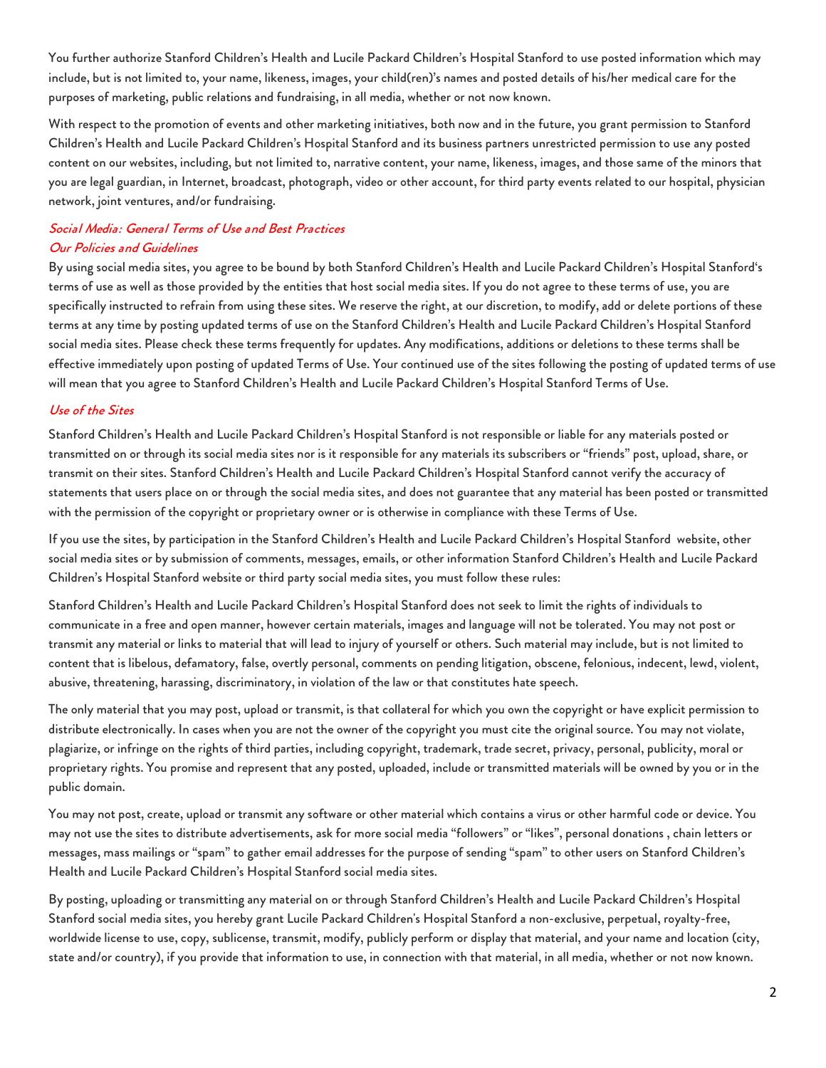You further authorize Stanford Children's Health and Lucile Packard Children's Hospital Stanford to use posted information which may include, but is not limited to, your name, likeness, images, your child(ren)'s names and posted details of his/her medical care for the purposes of marketing, public relations and fundraising, in all media, whether or not now known.

With respect to the promotion of events and other marketing initiatives, both now and in the future, you grant permission to Stanford Children's Health and Lucile Packard Children's Hospital Stanford and its business partners unrestricted permission to use any posted content on our websites, including, but not limited to, narrative content, your name, likeness, images, and those same of the minors that you are legal guardian, in Internet, broadcast, photograph, video or other account, for third party events related to our hospital, physician network, joint ventures, and/or fundraising.

### *Social Media: General Terms of Use and Best Practices*

#### *Our Policies and Guidelines*

By using social media sites, you agree to be bound by both Stanford Children's Health and Lucile Packard Children's Hospital Stanford's terms of use as well as those provided by the entities that host social media sites. If you do not agree to these terms of use, you are specifically instructed to refrain from using these sites. We reserve the right, at our discretion, to modify, add or delete portions of these terms at any time by posting updated terms of use on the Stanford Children's Health and Lucile Packard Children's Hospital Stanford social media sites. Please check these terms frequently for updates. Any modifications, additions or deletions to these terms shall be effective immediately upon posting of updated Terms of Use. Your continued use of the sites following the posting of updated terms of use will mean that you agree to Stanford Children's Health and Lucile Packard Children's Hospital Stanford Terms of Use.

#### *Use of the Sites*

Stanford Children's Health and Lucile Packard Children's Hospital Stanford is not responsible or liable for any materials posted or transmitted on or through its social media sites nor is it responsible for any materials its subscribers or "friends" post, upload, share, or transmit on their sites. Stanford Children's Health and Lucile Packard Children's Hospital Stanford cannot verify the accuracy of statements that users place on or through the social media sites, and does not guarantee that any material has been posted or transmitted with the permission of the copyright or proprietary owner or is otherwise in compliance with these Terms of Use.

If you use the sites, by participation in the Stanford Children's Health and Lucile Packard Children's Hospital Stanford website, other social media sites or by submission of comments, messages, emails, or other information Stanford Children's Health and Lucile Packard Children's Hospital Stanford website or third party social media sites, you must follow these rules:

Stanford Children's Health and Lucile Packard Children's Hospital Stanford does not seek to limit the rights of individuals to communicate in a free and open manner, however certain materials, images and language will not be tolerated. You may not post or transmit any material or links to material that will lead to injury of yourself or others. Such material may include, but is not limited to content that is libelous, defamatory, false, overtly personal, comments on pending litigation, obscene, felonious, indecent, lewd, violent, abusive, threatening, harassing, discriminatory, in violation of the law or that constitutes hate speech.

The only material that you may post, upload or transmit, is that collateral for which you own the copyright or have explicit permission to distribute electronically. In cases when you are not the owner of the copyright you must cite the original source. You may not violate, plagiarize, or infringe on the rights of third parties, including copyright, trademark, trade secret, privacy, personal, publicity, moral or proprietary rights. You promise and represent that any posted, uploaded, include or transmitted materials will be owned by you or in the public domain.

You may not post, create, upload or transmit any software or other material which contains a virus or other harmful code or device. You may not use the sites to distribute advertisements, ask for more social media "followers" or "likes", personal donations , chain letters or messages, mass mailings or "spam" to gather email addresses for the purpose of sending "spam" to other users on Stanford Children's Health and Lucile Packard Children's Hospital Stanford social media sites.

By posting, uploading or transmitting any material on or through Stanford Children's Health and Lucile Packard Children's Hospital Stanford social media sites, you hereby grant Lucile Packard Children's Hospital Stanford a non-exclusive, perpetual, royalty-free, worldwide license to use, copy, sublicense, transmit, modify, publicly perform or display that material, and your name and location (city, state and/or country), if you provide that information to use, in connection with that material, in all media, whether or not now known.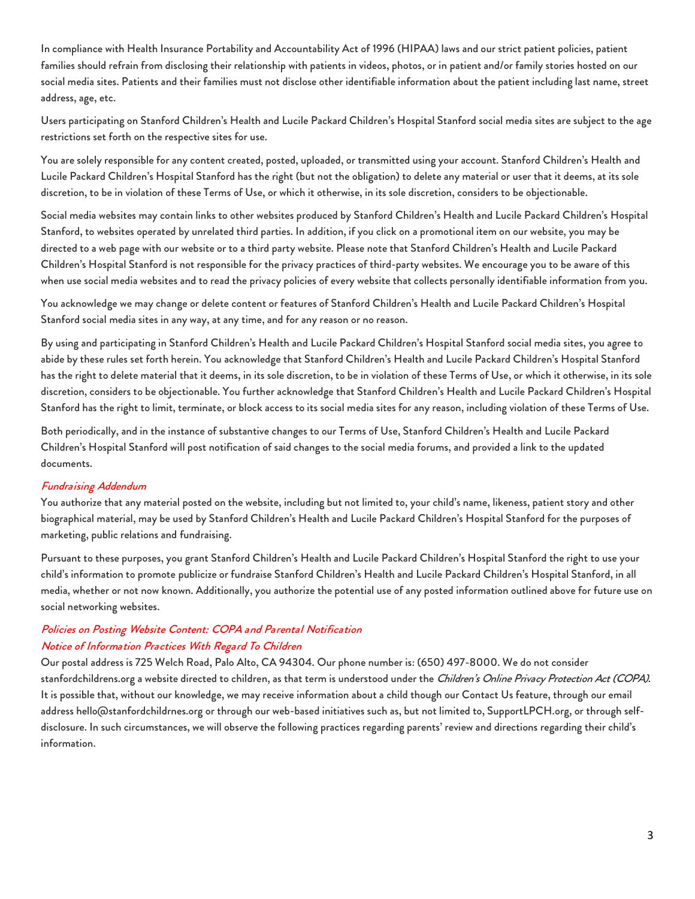In compliance with Health Insurance Portability and Accountability Act of 1996 (HIPAA) laws and our strict patient policies, patient families should refrain from disclosing their relationship with patients in videos, photos, or in patient and/or family stories hosted on our social media sites. Patients and their families must not disclose other identifiable information about the patient including last name, street address, age, etc.

Users participating on Stanford Children's Health and Lucile Packard Children's Hospital Stanford social media sites are subject to the age restrictions set forth on the respective sites for use.

You are solely responsible for any content created, posted, uploaded, or transmitted using your account. Stanford Children's Health and Lucile Packard Children's Hospital Stanford has the right (but not the obligation) to delete any material or user that it deems, at its sole discretion, to be in violation of these Terms of Use, or which it otherwise, in its sole discretion, considers to be objectionable.

Social media websites may contain links to other websites produced by Stanford Children's Health and Lucile Packard Children's Hospital Stanford, to websites operated by unrelated third parties. In addition, if you click on a promotional item on our website, you may be directed to a web page with our website or to a third party website. Please note that Stanford Children's Health and Lucile Packard Children's Hospital Stanford is not responsible for the privacy practices of third-party websites. We encourage you to be aware of this when use social media websites and to read the privacy policies of every website that collects personally identifiable information from you.

You acknowledge we may change or delete content or features of Stanford Children's Health and Lucile Packard Children's Hospital Stanford social media sites in any way, at any time, and for any reason or no reason.

By using and participating in Stanford Children's Health and Lucile Packard Children's Hospital Stanford social media sites, you agree to abide by these rules set forth herein. You acknowledge that Stanford Children's Health and Lucile Packard Children's Hospital Stanford has the right to delete material that it deems, in its sole discretion, to be in violation of these Terms of Use, or which it otherwise, in its sole discretion, considers to be objectionable. You further acknowledge that Stanford Children's Health and Lucile Packard Children's Hospital Stanford has the right to limit, terminate, or block access to its social media sites for any reason, including violation of these Terms of Use.

Both periodically, and in the instance of substantive changes to our Terms of Use, Stanford Children's Health and Lucile Packard Children's Hospital Stanford will post notification of said changes to the social media forums, and provided a link to the updated documents.

*Fundraising Addendum*

You authorize that any material posted on the website, including but not limited to, your child's name, likeness, patient story and other biographical material, may be used by Stanford Children's Health and Lucile Packard Children's Hospital Stanford for the purposes of marketing, public relations and fundraising.

Pursuant to these purposes, you grant Stanford Children's Health and Lucile Packard Children's Hospital Stanford the right to use your child's information to promote publicize or fundraise Stanford Children's Health and Lucile Packard Children's Hospital Stanford, in all media, whether or not now known. Additionally, you authorize the potential use of any posted information outlined above for future use on social networking websites.

*Policies on Posting Website Content: COPA and Parental Notification*

*Notice of Information Practices With Regard To Children*

Our postal address is 725 Welch Road, Palo Alto, CA 94304. Our phone number is: (650) 497-8000. We do not consider stanfordchildrens.org a website directed to children, as that term is understood under the *Children's Online Privacy Protection Act (COPA)*. It is possible that, without our knowledge, we may receive information about a child though our Contact Us feature, through our email address hello@stanfordchildrnes.org or through our web-based initiatives such as, but not limited to, SupportLPCH.org, or through self-disclosure. In such circumstances, we will observe the following practices regarding parents' review and directions regarding their child's information.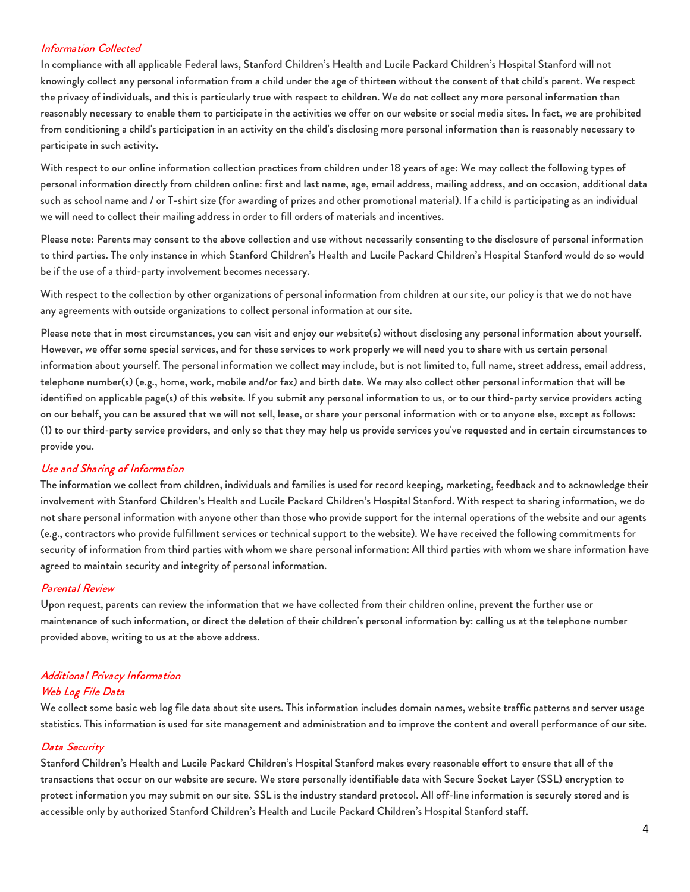### *Information Collected*

In compliance with all applicable Federal laws, Stanford Children's Health and Lucile Packard Children's Hospital Stanford will not knowingly collect any personal information from a child under the age of thirteen without the consent of that child's parent. We respect the privacy of individuals, and this is particularly true with respect to children. We do not collect any more personal information than reasonably necessary to enable them to participate in the activities we offer on our website or social media sites. In fact, we are prohibited from conditioning a child's participation in an activity on the child's disclosing more personal information than is reasonably necessary to participate in such activity.

With respect to our online information collection practices from children under 18 years of age: We may collect the following types of personal information directly from children online: first and last name, age, email address, mailing address, and on occasion, additional data such as school name and / or T-shirt size (for awarding of prizes and other promotional material). If a child is participating as an individual we will need to collect their mailing address in order to fill orders of materials and incentives.

Please note: Parents may consent to the above collection and use without necessarily consenting to the disclosure of personal information to third parties. The only instance in which Stanford Children's Health and Lucile Packard Children's Hospital Stanford would do so would be if the use of a third-party involvement becomes necessary.

With respect to the collection by other organizations of personal information from children at our site, our policy is that we do not have any agreements with outside organizations to collect personal information at our site.

Please note that in most circumstances, you can visit and enjoy our website(s) without disclosing any personal information about yourself. However, we offer some special services, and for these services to work properly we will need you to share with us certain personal information about yourself. The personal information we collect may include, but is not limited to, full name, street address, email address, telephone number(s) (e.g., home, work, mobile and/or fax) and birth date. We may also collect other personal information that will be identified on applicable page(s) of this website. If you submit any personal information to us, or to our third-party service providers acting on our behalf, you can be assured that we will not sell, lease, or share your personal information with or to anyone else, except as follows: (1) to our third-party service providers, and only so that they may help us provide services you've requested and in certain circumstances to provide you.

### *Use and Sharing of Information*

The information we collect from children, individuals and families is used for record keeping, marketing, feedback and to acknowledge their involvement with Stanford Children's Health and Lucile Packard Children's Hospital Stanford. With respect to sharing information, we do not share personal information with anyone other than those who provide support for the internal operations of the website and our agents (e.g., contractors who provide fulfillment services or technical support to the website). We have received the following commitments for security of information from third parties with whom we share personal information: All third parties with whom we share information have agreed to maintain security and integrity of personal information.

### *Parental Review*

Upon request, parents can review the information that we have collected from their children online, prevent the further use or maintenance of such information, or direct the deletion of their children's personal information by: calling us at the telephone number provided above, writing to us at the above address.

### *Additional Privacy Information*

### *Web Log File Data*

We collect some basic web log file data about site users. This information includes domain names, website traffic patterns and server usage statistics. This information is used for site management and administration and to improve the content and overall performance of our site.

### *Data Security*

Stanford Children's Health and Lucile Packard Children's Hospital Stanford makes every reasonable effort to ensure that all of the transactions that occur on our website are secure. We store personally identifiable data with Secure Socket Layer (SSL) encryption to protect information you may submit on our site. SSL is the industry standard protocol. All off-line information is securely stored and is accessible only by authorized Stanford Children's Health and Lucile Packard Children's Hospital Stanford staff.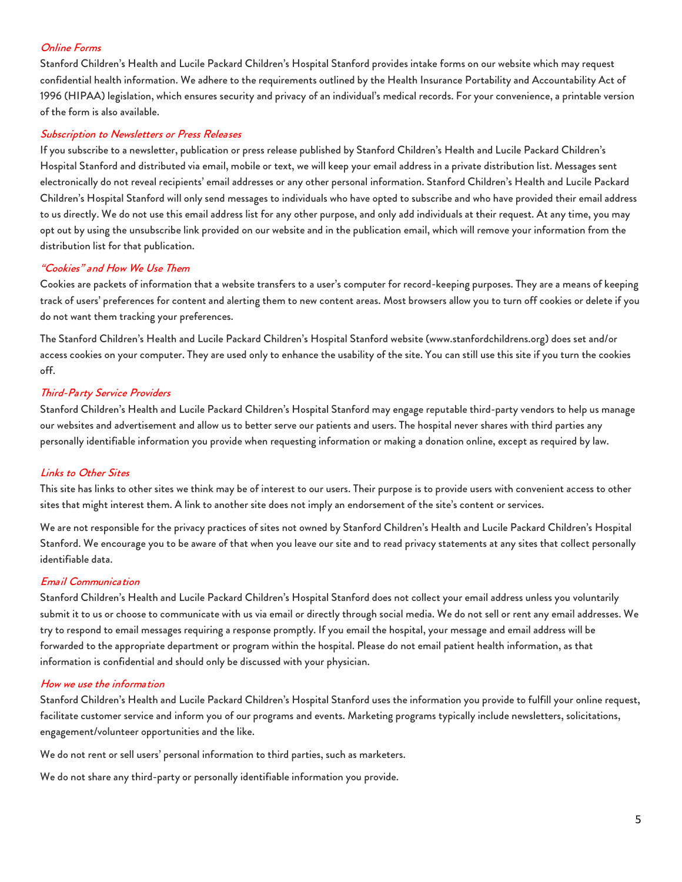### *Online Forms*

Stanford Children's Health and Lucile Packard Children's Hospital Stanford provides intake forms on our website which may request confidential health information. We adhere to the requirements outlined by the Health Insurance Portability and Accountability Act of 1996 (HIPAA) legislation, which ensures security and privacy of an individual's medical records. For your convenience, a printable version of the form is also available.

### *Subscription to Newsletters or Press Releases*

If you subscribe to a newsletter, publication or press release published by Stanford Children's Health and Lucile Packard Children's Hospital Stanford and distributed via email, mobile or text, we will keep your email address in a private distribution list. Messages sent electronically do not reveal recipients' email addresses or any other personal information. Stanford Children's Health and Lucile Packard Children's Hospital Stanford will only send messages to individuals who have opted to subscribe and who have provided their email address to us directly. We do not use this email address list for any other purpose, and only add individuals at their request. At any time, you may opt out by using the unsubscribe link provided on our website and in the publication email, which will remove your information from the distribution list for that publication.

### *"Cookies" and How We Use Them*

Cookies are packets of information that a website transfers to a user's computer for record-keeping purposes. They are a means of keeping track of users' preferences for content and alerting them to new content areas. Most browsers allow you to turn off cookies or delete if you do not want them tracking your preferences.

The Stanford Children's Health and Lucile Packard Children's Hospital Stanford website (www.stanfordchildrens.org) does set and/or access cookies on your computer. They are used only to enhance the usability of the site. You can still use this site if you turn the cookies off.

### *Third-Party Service Providers*

Stanford Children's Health and Lucile Packard Children's Hospital Stanford may engage reputable third-party vendors to help us manage our websites and advertisement and allow us to better serve our patients and users. The hospital never shares with third parties any personally identifiable information you provide when requesting information or making a donation online, except as required by law.

### *Links to Other Sites*

This site has links to other sites we think may be of interest to our users. Their purpose is to provide users with convenient access to other sites that might interest them. A link to another site does not imply an endorsement of the site's content or services.

We are not responsible for the privacy practices of sites not owned by Stanford Children's Health and Lucile Packard Children's Hospital Stanford. We encourage you to be aware of that when you leave our site and to read privacy statements at any sites that collect personally identifiable data.

### *Email Communication*

Stanford Children's Health and Lucile Packard Children's Hospital Stanford does not collect your email address unless you voluntarily submit it to us or choose to communicate with us via email or directly through social media. We do not sell or rent any email addresses. We try to respond to email messages requiring a response promptly. If you email the hospital, your message and email address will be forwarded to the appropriate department or program within the hospital. Please do not email patient health information, as that information is confidential and should only be discussed with your physician.

### *How we use the information*

Stanford Children's Health and Lucile Packard Children's Hospital Stanford uses the information you provide to fulfill your online request, facilitate customer service and inform you of our programs and events. Marketing programs typically include newsletters, solicitations, engagement/volunteer opportunities and the like.

We do not rent or sell users' personal information to third parties, such as marketers.

We do not share any third-party or personally identifiable information you provide.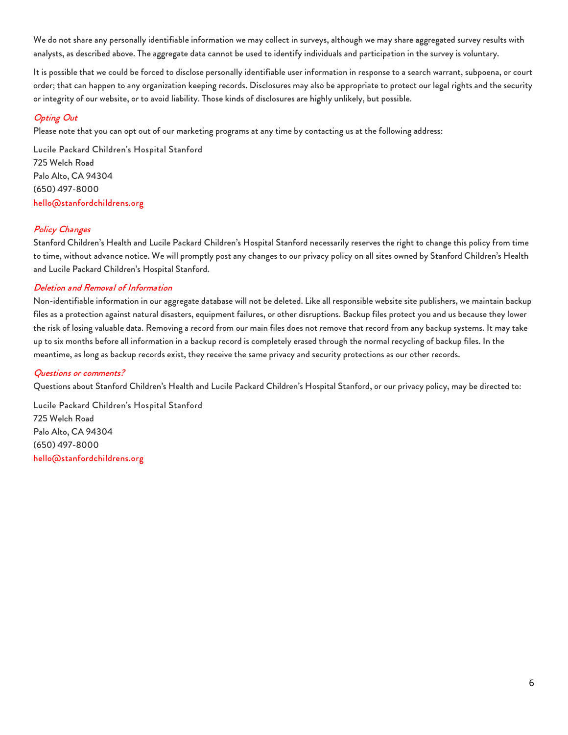We do not share any personally identifiable information we may collect in surveys, although we may share aggregated survey results with analysts, as described above. The aggregate data cannot be used to identify individuals and participation in the survey is voluntary.

It is possible that we could be forced to disclose personally identifiable user information in response to a search warrant, subpoena, or court order; that can happen to any organization keeping records. Disclosures may also be appropriate to protect our legal rights and the security or integrity of our website, or to avoid liability. Those kinds of disclosures are highly unlikely, but possible.

### *Opting Out*

Please note that you can opt out of our marketing programs at any time by contacting us at the following address:

Lucile Packard Children's Hospital Stanford
725 Welch Road
Palo Alto, CA 94304
(650) 497-8000
hello@stanfordchildrens.org

### *Policy Changes*

Stanford Children's Health and Lucile Packard Children's Hospital Stanford necessarily reserves the right to change this policy from time to time, without advance notice. We will promptly post any changes to our privacy policy on all sites owned by Stanford Children's Health and Lucile Packard Children's Hospital Stanford.

### *Deletion and Removal of Information*

Non-identifiable information in our aggregate database will not be deleted. Like all responsible website site publishers, we maintain backup files as a protection against natural disasters, equipment failures, or other disruptions. Backup files protect you and us because they lower the risk of losing valuable data. Removing a record from our main files does not remove that record from any backup systems. It may take up to six months before all information in a backup record is completely erased through the normal recycling of backup files. In the meantime, as long as backup records exist, they receive the same privacy and security protections as our other records.

### *Questions or comments?*

Questions about Stanford Children's Health and Lucile Packard Children's Hospital Stanford, or our privacy policy, may be directed to:

Lucile Packard Children's Hospital Stanford
725 Welch Road
Palo Alto, CA 94304
(650) 497-8000
hello@stanfordchildrens.org